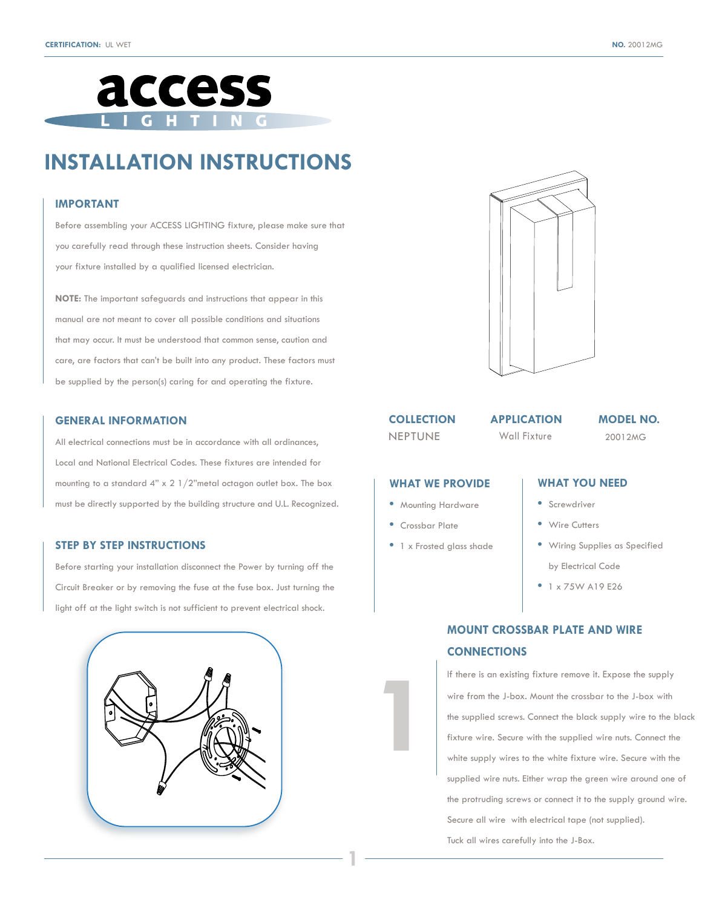**CERTIFICATION:** UL WET

**NO.** 20012MG

access LIGHTING

# INSTALLATION INSTRUCTIONS

## IMPORTANT

Before assembling your ACCESS LIGHTING fixture, please make sure that you carefully read through these instruction sheets. Consider having your fixture installed by a qualified licensed electrician.

**NOTE:** The important safeguards and instructions that appear in this manual are not meant to cover all possible conditions and situations that may occur. It must be understood that common sense, caution and care, are factors that can't be built into any product. These factors must be supplied by the person(s) caring for and operating the fixture.

## GENERAL INFORMATION

All electrical connections must be in accordance with all ordinances, Local and National Electrical Codes. These fixtures are intended for mounting to a standard 4" x 2 1/2"metal octagon outlet box. The box must be directly supported by the building structure and U.L. Recognized.

## STEP BY STEP INSTRUCTIONS

Before starting your installation disconnect the Power by turning off the Circuit Breaker or by removing the fuse at the fuse box. Just turning the light off at the light switch is not sufficient to prevent electrical shock.

| COLLECTION | APPLICATION | MODEL NO. |
| --- | --- | --- |
| NEPTUNE | Wall Fixture | 20012MG |

## WHAT WE PROVIDE

- Mounting Hardware
- Crossbar Plate
- 1 x Frosted glass shade

## WHAT YOU NEED

- Screwdriver
- Wire Cutters
- Wiring Supplies as Specified by Electrical Code
- 1 x 75W A19 E26

## 1 MOUNT CROSSBAR PLATE AND WIRE CONNECTIONS

If there is an existing fixture remove it. Expose the supply wire from the J-box. Mount the crossbar to the J-box with the supplied screws. Connect the black supply wire to the black fixture wire. Secure with the supplied wire nuts. Connect the white supply wires to the white fixture wire. Secure with the supplied wire nuts. Either wrap the green wire around one of the protruding screws or connect it to the supply ground wire. Secure all wire with electrical tape (not supplied). Tuck all wires carefully into the J-Box.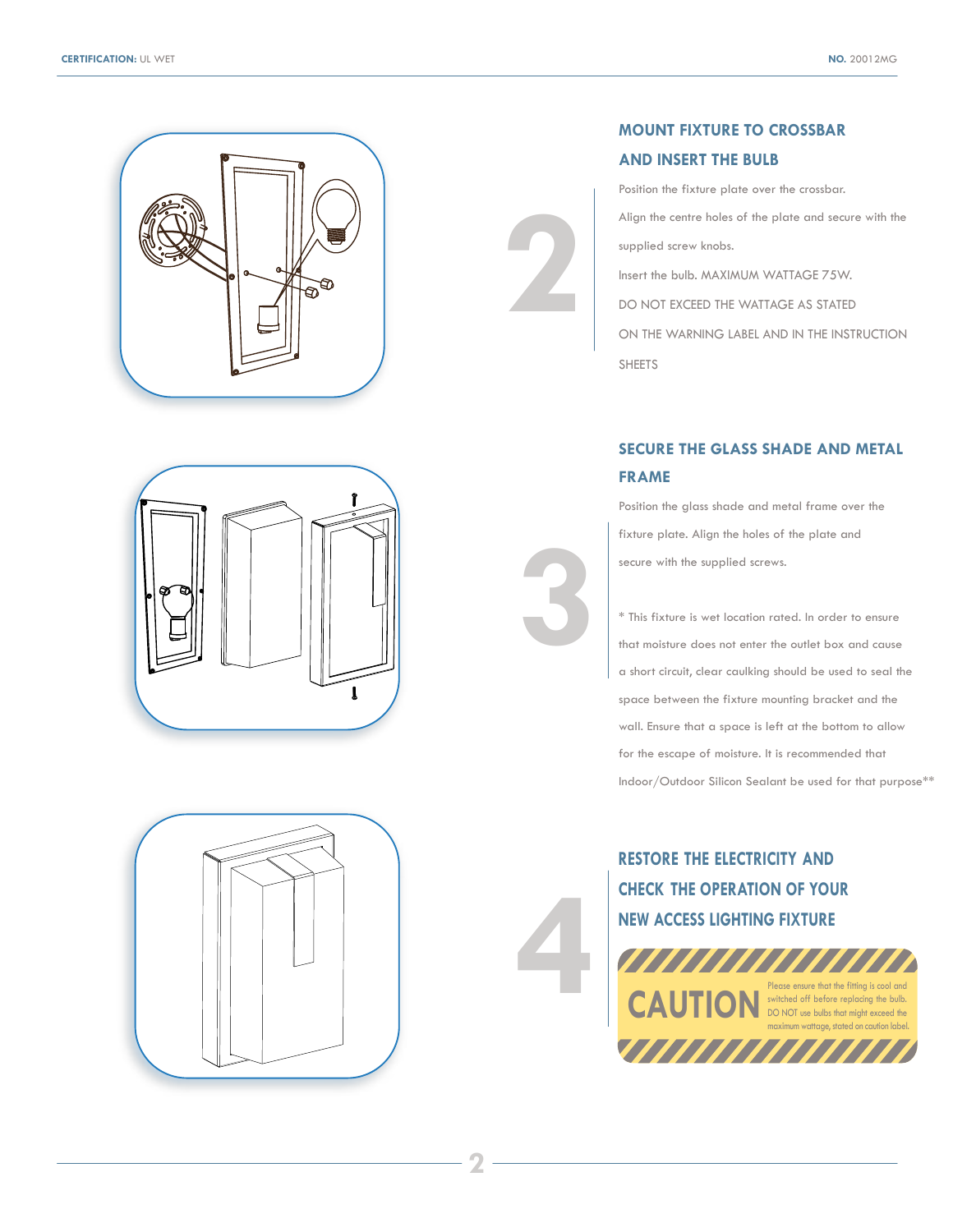## 2 MOUNT FIXTURE TO CROSSBAR AND INSERT THE BULB

Position the fixture plate over the crossbar.

Align the centre holes of the plate and secure with the supplied screw knobs.

Insert the bulb. MAXIMUM WATTAGE 75W.

DO NOT EXCEED THE WATTAGE AS STATED ON THE WARNING LABEL AND IN THE INSTRUCTION SHEETS

## 3 SECURE THE GLASS SHADE AND METAL FRAME

Position the glass shade and metal frame over the fixture plate. Align the holes of the plate and secure with the supplied screws.

* This fixture is wet location rated. In order to ensure that moisture does not enter the outlet box and cause a short circuit, clear caulking should be used to seal the space between the fixture mounting bracket and the wall. Ensure that a space is left at the bottom to allow for the escape of moisture. It is recommended that Indoor/Outdoor Silicon Sealant be used for that purpose**

## 4 RESTORE THE ELECTRICITY AND CHECK THE OPERATION OF YOUR NEW ACCESS LIGHTING FIXTURE

**CAUTION** Please ensure that the fitting is cool and switched off before replacing the bulb. DO NOT use bulbs that might exceed the maximum wattage, stated on caution label.